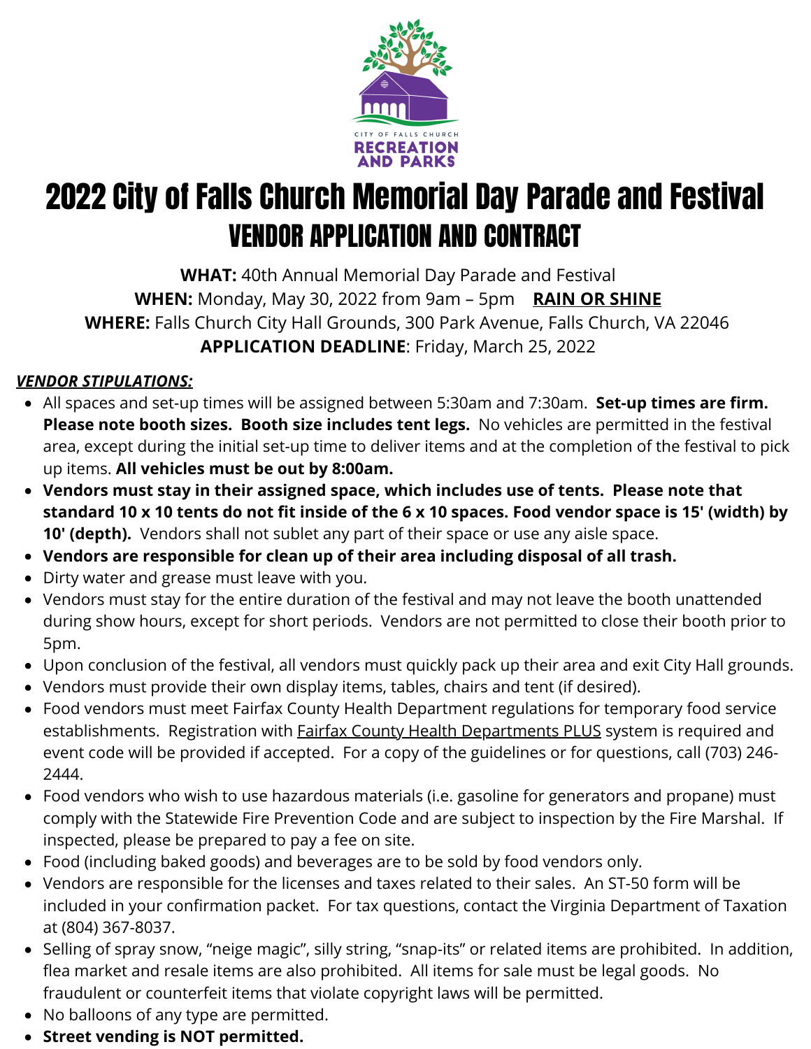CITY OF FALLS CHURCH
RECREATION AND PARKS

# 2022 City of Falls Church Memorial Day Parade and Festival

## VENDOR APPLICATION AND CONTRACT

**WHAT:** 40th Annual Memorial Day Parade and Festival
**WHEN:** Monday, May 30, 2022 from 9am – 5pm **RAIN OR SHINE**
**WHERE:** Falls Church City Hall Grounds, 300 Park Avenue, Falls Church, VA 22046
**APPLICATION DEADLINE**: Friday, March 25, 2022

***VENDOR STIPULATIONS:***

- All spaces and set-up times will be assigned between 5:30am and 7:30am. **Set-up times are firm. Please note booth sizes. Booth size includes tent legs.** No vehicles are permitted in the festival area, except during the initial set-up time to deliver items and at the completion of the festival to pick up items. **All vehicles must be out by 8:00am.**
- **Vendors must stay in their assigned space, which includes use of tents. Please note that standard 10 x 10 tents do not fit inside of the 6 x 10 spaces. Food vendor space is 15' (width) by 10' (depth).** Vendors shall not sublet any part of their space or use any aisle space.
- **Vendors are responsible for clean up of their area including disposal of all trash.**
- Dirty water and grease must leave with you.
- Vendors must stay for the entire duration of the festival and may not leave the booth unattended during show hours, except for short periods. Vendors are not permitted to close their booth prior to 5pm.
- Upon conclusion of the festival, all vendors must quickly pack up their area and exit City Hall grounds.
- Vendors must provide their own display items, tables, chairs and tent (if desired).
- Food vendors must meet Fairfax County Health Department regulations for temporary food service establishments. Registration with Fairfax County Health Departments PLUS system is required and event code will be provided if accepted. For a copy of the guidelines or for questions, call (703) 246-2444.
- Food vendors who wish to use hazardous materials (i.e. gasoline for generators and propane) must comply with the Statewide Fire Prevention Code and are subject to inspection by the Fire Marshal. If inspected, please be prepared to pay a fee on site.
- Food (including baked goods) and beverages are to be sold by food vendors only.
- Vendors are responsible for the licenses and taxes related to their sales. An ST-50 form will be included in your confirmation packet. For tax questions, contact the Virginia Department of Taxation at (804) 367-8037.
- Selling of spray snow, "neige magic", silly string, "snap-its" or related items are prohibited. In addition, flea market and resale items are also prohibited. All items for sale must be legal goods. No fraudulent or counterfeit items that violate copyright laws will be permitted.
- No balloons of any type are permitted.
- **Street vending is NOT permitted.**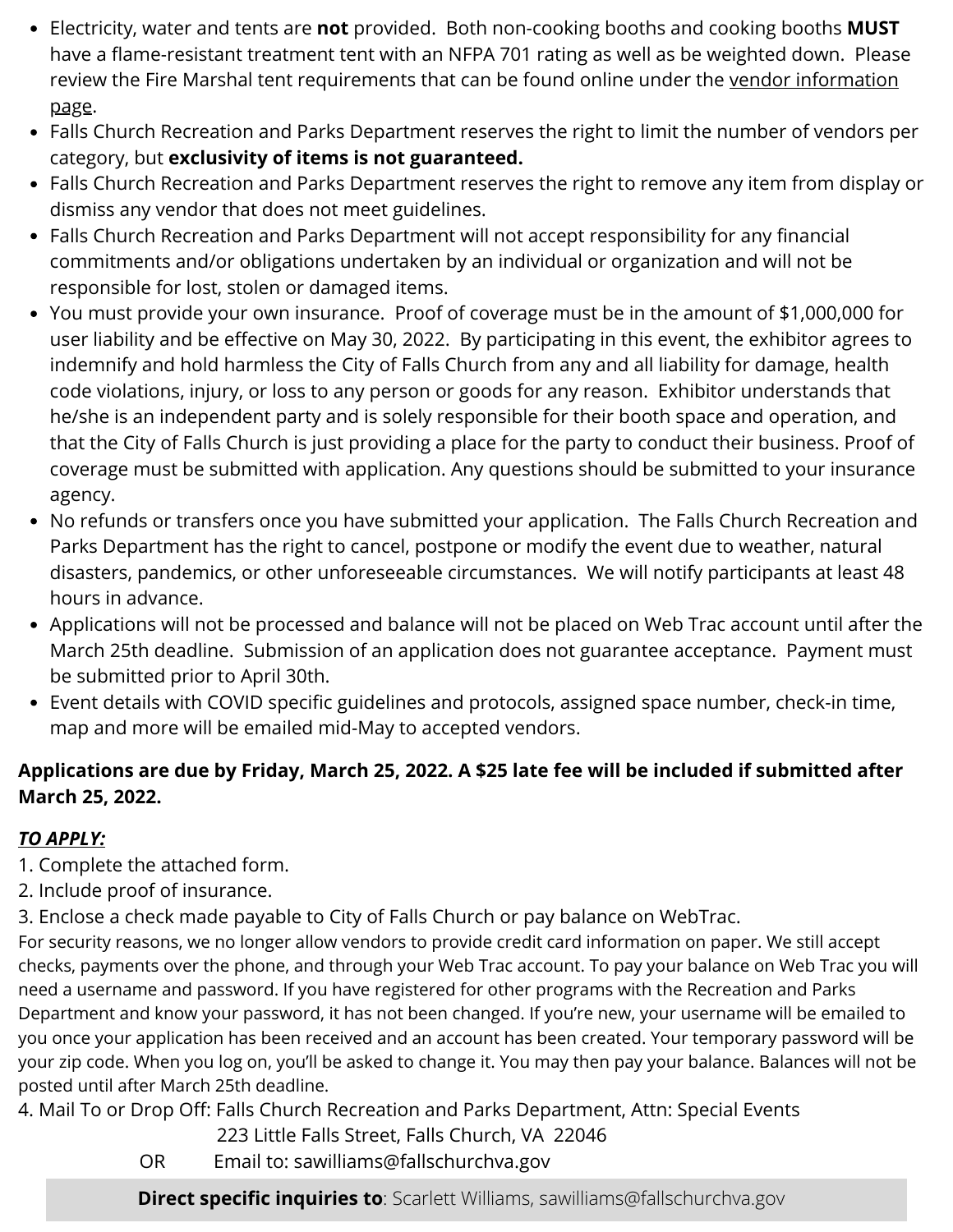- Electricity, water and tents are **not** provided. Both non-cooking booths and cooking booths **MUST** have a flame-resistant treatment tent with an NFPA 701 rating as well as be weighted down. Please review the Fire Marshal tent requirements that can be found online under the vendor information page.
- Falls Church Recreation and Parks Department reserves the right to limit the number of vendors per category, but **exclusivity of items is not guaranteed.**
- Falls Church Recreation and Parks Department reserves the right to remove any item from display or dismiss any vendor that does not meet guidelines.
- Falls Church Recreation and Parks Department will not accept responsibility for any financial commitments and/or obligations undertaken by an individual or organization and will not be responsible for lost, stolen or damaged items.
- You must provide your own insurance. Proof of coverage must be in the amount of $1,000,000 for user liability and be effective on May 30, 2022. By participating in this event, the exhibitor agrees to indemnify and hold harmless the City of Falls Church from any and all liability for damage, health code violations, injury, or loss to any person or goods for any reason. Exhibitor understands that he/she is an independent party and is solely responsible for their booth space and operation, and that the City of Falls Church is just providing a place for the party to conduct their business. Proof of coverage must be submitted with application. Any questions should be submitted to your insurance agency.
- No refunds or transfers once you have submitted your application. The Falls Church Recreation and Parks Department has the right to cancel, postpone or modify the event due to weather, natural disasters, pandemics, or other unforeseeable circumstances. We will notify participants at least 48 hours in advance.
- Applications will not be processed and balance will not be placed on Web Trac account until after the March 25th deadline. Submission of an application does not guarantee acceptance. Payment must be submitted prior to April 30th.
- Event details with COVID specific guidelines and protocols, assigned space number, check-in time, map and more will be emailed mid-May to accepted vendors.

**Applications are due by Friday, March 25, 2022. A $25 late fee will be included if submitted after March 25, 2022.**

***TO APPLY:***

1. Complete the attached form.
2. Include proof of insurance.
3. Enclose a check made payable to City of Falls Church or pay balance on WebTrac.

For security reasons, we no longer allow vendors to provide credit card information on paper. We still accept checks, payments over the phone, and through your Web Trac account. To pay your balance on Web Trac you will need a username and password. If you have registered for other programs with the Recreation and Parks Department and know your password, it has not been changed. If you're new, your username will be emailed to you once your application has been received and an account has been created. Your temporary password will be your zip code. When you log on, you'll be asked to change it. You may then pay your balance. Balances will not be posted until after March 25th deadline.

4. Mail To or Drop Off: Falls Church Recreation and Parks Department, Attn: Special Events
   223 Little Falls Street, Falls Church, VA 22046
   OR Email to: sawilliams@fallschurchva.gov

**Direct specific inquiries to**: Scarlett Williams, sawilliams@fallschurchva.gov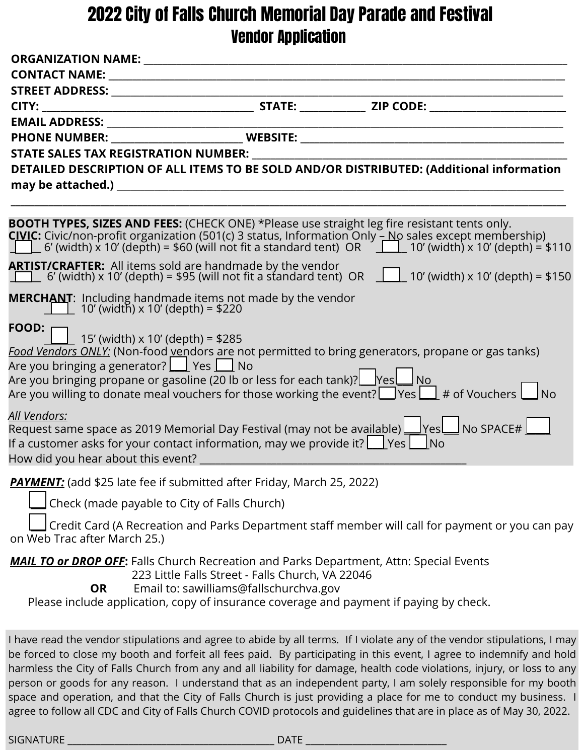# 2022 City of Falls Church Memorial Day Parade and Festival

## Vendor Application

**ORGANIZATION NAME:** ______________________________________________

**CONTACT NAME:** ______________________________________________

**STREET ADDRESS:** ______________________________________________

**CITY:** ____________________ **STATE:** __________ **ZIP CODE:** ______________

**EMAIL ADDRESS:** ______________________________________________

**PHONE NUMBER:** ________________ **WEBSITE:** ______________________________

**STATE SALES TAX REGISTRATION NUMBER:** ______________________________

**DETAILED DESCRIPTION OF ALL ITEMS TO BE SOLD AND/OR DISTRIBUTED: (Additional information may be attached.)** ______________________________________________

______________________________________________

**BOOTH TYPES, SIZES AND FEES:** (CHECK ONE) *Please use straight leg fire resistant tents only.

**CIVIC:** Civic/non-profit organization (501(c) 3 status, Information Only – No sales except membership)
☐ 6' (width) x 10' (depth) = $60 (will not fit a standard tent) OR ☐ 10' (width) x 10' (depth) = $110

**ARTIST/CRAFTER:** All items sold are handmade by the vendor
☐ 6' (width) x 10' (depth) = $95 (will not fit a standard tent) OR ☐ 10' (width) x 10' (depth) = $150

**MERCHANT**: Including handmade items not made by the vendor
☐ 10' (width) x 10' (depth) = $220

**FOOD:**
☐ 15' (width) x 10' (depth) = $285

*Food Vendors ONLY:* (Non-food vendors are not permitted to bring generators, propane or gas tanks)
Are you bringing a generator? ☐ Yes ☐ No
Are you bringing propane or gasoline (20 lb or less for each tank)? ☐ Yes ☐ No
Are you willing to donate meal vouchers for those working the event? ☐ Yes ☐ # of Vouchers ☐ No

*All Vendors:*
Request same space as 2019 Memorial Day Festival (may not be available) ☐ Yes ☐ No SPACE# ☐
If a customer asks for your contact information, may we provide it? ☐ Yes ☐ No
How did you hear about this event? ______________________________

***PAYMENT:*** (add $25 late fee if submitted after Friday, March 25, 2022)

☐ Check (made payable to City of Falls Church)

☐ Credit Card (A Recreation and Parks Department staff member will call for payment or you can pay on Web Trac after March 25.)

***MAIL TO or DROP OFF*:** Falls Church Recreation and Parks Department, Attn: Special Events
223 Little Falls Street - Falls Church, VA 22046

**OR** Email to: sawilliams@fallschurchva.gov

Please include application, copy of insurance coverage and payment if paying by check.

I have read the vendor stipulations and agree to abide by all terms. If I violate any of the vendor stipulations, I may be forced to close my booth and forfeit all fees paid. By participating in this event, I agree to indemnify and hold harmless the City of Falls Church from any and all liability for damage, health code violations, injury, or loss to any person or goods for any reason. I understand that as an independent party, I am solely responsible for my booth space and operation, and that the City of Falls Church is just providing a place for me to conduct my business. I agree to follow all CDC and City of Falls Church COVID protocols and guidelines that are in place as of May 30, 2022.

SIGNATURE ______________________________ DATE ____________________